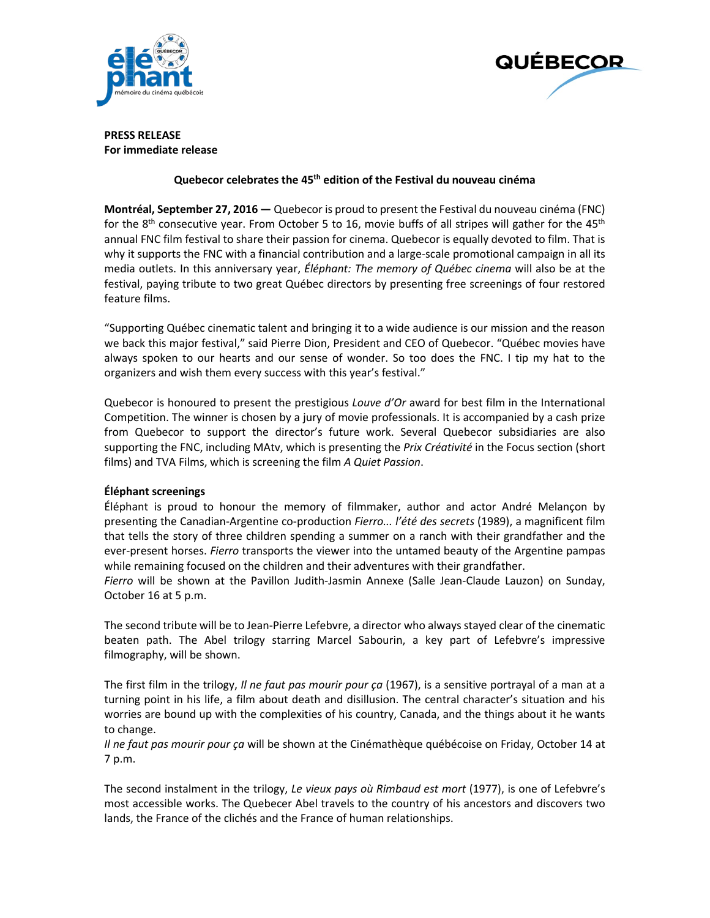**PRESS RELEASE**
**For immediate release**

**Quebecor celebrates the 45th edition of the Festival du nouveau cinéma**

**Montréal, September 27, 2016 —** Quebecor is proud to present the Festival du nouveau cinéma (FNC) for the 8th consecutive year. From October 5 to 16, movie buffs of all stripes will gather for the 45th annual FNC film festival to share their passion for cinema. Quebecor is equally devoted to film. That is why it supports the FNC with a financial contribution and a large-scale promotional campaign in all its media outlets. In this anniversary year, *Éléphant: The memory of Québec cinema* will also be at the festival, paying tribute to two great Québec directors by presenting free screenings of four restored feature films.

"Supporting Québec cinematic talent and bringing it to a wide audience is our mission and the reason we back this major festival," said Pierre Dion, President and CEO of Quebecor. "Québec movies have always spoken to our hearts and our sense of wonder. So too does the FNC. I tip my hat to the organizers and wish them every success with this year's festival."

Quebecor is honoured to present the prestigious *Louve d'Or* award for best film in the International Competition. The winner is chosen by a jury of movie professionals. It is accompanied by a cash prize from Quebecor to support the director's future work. Several Quebecor subsidiaries are also supporting the FNC, including MAtv, which is presenting the *Prix Créativité* in the Focus section (short films) and TVA Films, which is screening the film *A Quiet Passion*.

**Éléphant screenings**

Éléphant is proud to honour the memory of filmmaker, author and actor André Melançon by presenting the Canadian-Argentine co-production *Fierro... l'été des secrets* (1989), a magnificent film that tells the story of three children spending a summer on a ranch with their grandfather and the ever-present horses. *Fierro* transports the viewer into the untamed beauty of the Argentine pampas while remaining focused on the children and their adventures with their grandfather.
*Fierro* will be shown at the Pavillon Judith-Jasmin Annexe (Salle Jean-Claude Lauzon) on Sunday, October 16 at 5 p.m.

The second tribute will be to Jean-Pierre Lefebvre, a director who always stayed clear of the cinematic beaten path. The Abel trilogy starring Marcel Sabourin, a key part of Lefebvre's impressive filmography, will be shown.

The first film in the trilogy, *Il ne faut pas mourir pour ça* (1967), is a sensitive portrayal of a man at a turning point in his life, a film about death and disillusion. The central character's situation and his worries are bound up with the complexities of his country, Canada, and the things about it he wants to change.
*Il ne faut pas mourir pour ça* will be shown at the Cinémathèque québécoise on Friday, October 14 at 7 p.m.

The second instalment in the trilogy, *Le vieux pays où Rimbaud est mort* (1977), is one of Lefebvre's most accessible works. The Quebecer Abel travels to the country of his ancestors and discovers two lands, the France of the clichés and the France of human relationships.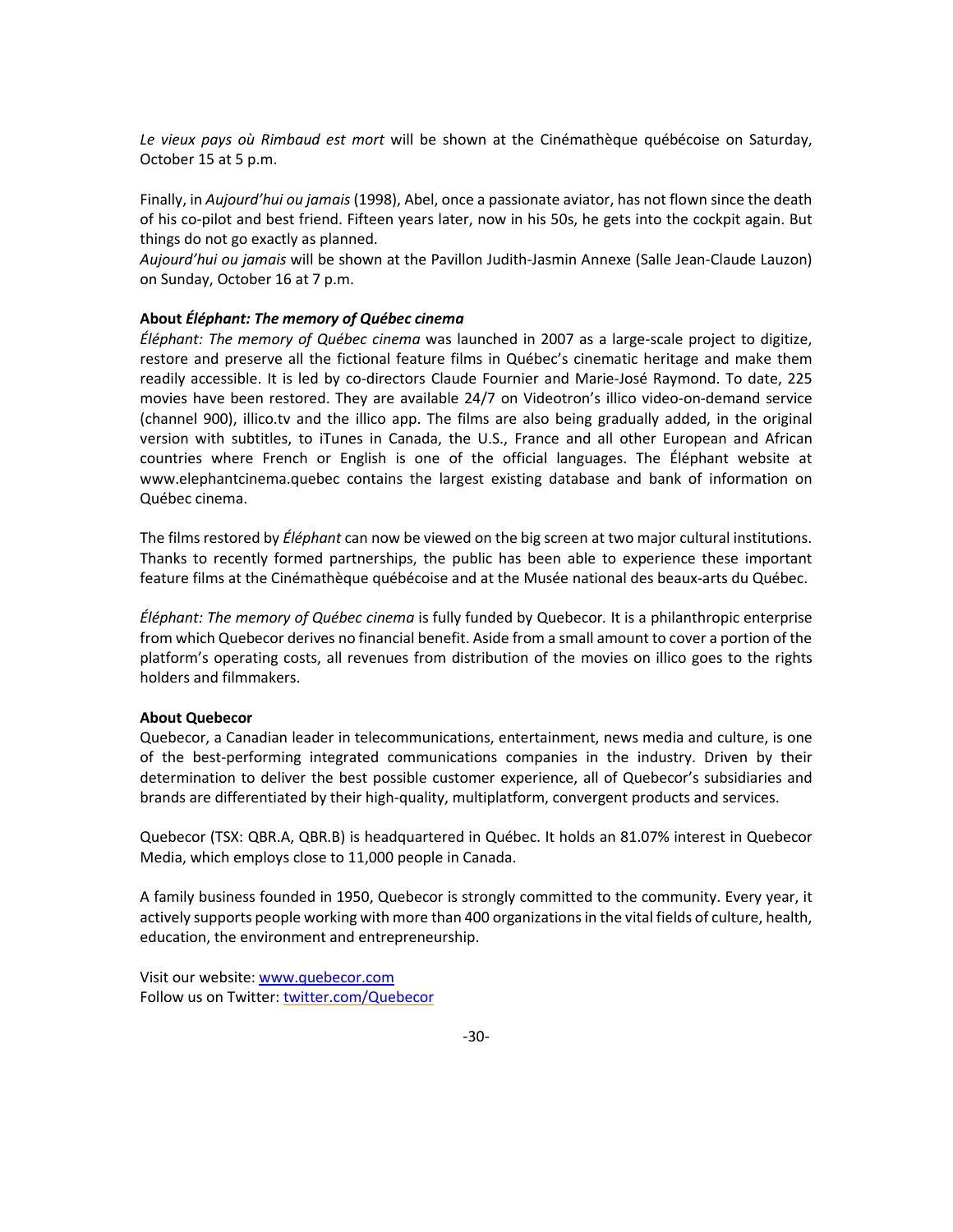*Le vieux pays où Rimbaud est mort* will be shown at the Cinémathèque québécoise on Saturday, October 15 at 5 p.m.

Finally, in *Aujourd'hui ou jamais* (1998), Abel, once a passionate aviator, has not flown since the death of his co-pilot and best friend. Fifteen years later, now in his 50s, he gets into the cockpit again. But things do not go exactly as planned.
*Aujourd'hui ou jamais* will be shown at the Pavillon Judith-Jasmin Annexe (Salle Jean-Claude Lauzon) on Sunday, October 16 at 7 p.m.

**About *Éléphant: The memory of Québec cinema***
*Éléphant: The memory of Québec cinema* was launched in 2007 as a large-scale project to digitize, restore and preserve all the fictional feature films in Québec's cinematic heritage and make them readily accessible. It is led by co-directors Claude Fournier and Marie-José Raymond. To date, 225 movies have been restored. They are available 24/7 on Videotron's illico video-on-demand service (channel 900), illico.tv and the illico app. The films are also being gradually added, in the original version with subtitles, to iTunes in Canada, the U.S., France and all other European and African countries where French or English is one of the official languages. The Éléphant website at www.elephantcinema.quebec contains the largest existing database and bank of information on Québec cinema.

The films restored by *Éléphant* can now be viewed on the big screen at two major cultural institutions. Thanks to recently formed partnerships, the public has been able to experience these important feature films at the Cinémathèque québécoise and at the Musée national des beaux-arts du Québec.

*Éléphant: The memory of Québec cinema* is fully funded by Quebecor. It is a philanthropic enterprise from which Quebecor derives no financial benefit. Aside from a small amount to cover a portion of the platform's operating costs, all revenues from distribution of the movies on illico goes to the rights holders and filmmakers.

**About Quebecor**
Quebecor, a Canadian leader in telecommunications, entertainment, news media and culture, is one of the best-performing integrated communications companies in the industry. Driven by their determination to deliver the best possible customer experience, all of Quebecor's subsidiaries and brands are differentiated by their high-quality, multiplatform, convergent products and services.

Quebecor (TSX: QBR.A, QBR.B) is headquartered in Québec. It holds an 81.07% interest in Quebecor Media, which employs close to 11,000 people in Canada.

A family business founded in 1950, Quebecor is strongly committed to the community. Every year, it actively supports people working with more than 400 organizations in the vital fields of culture, health, education, the environment and entrepreneurship.

Visit our website: [www.quebecor.com](http://www.quebecor.com)
Follow us on Twitter: [twitter.com/Quebecor](http://twitter.com/Quebecor)

-30-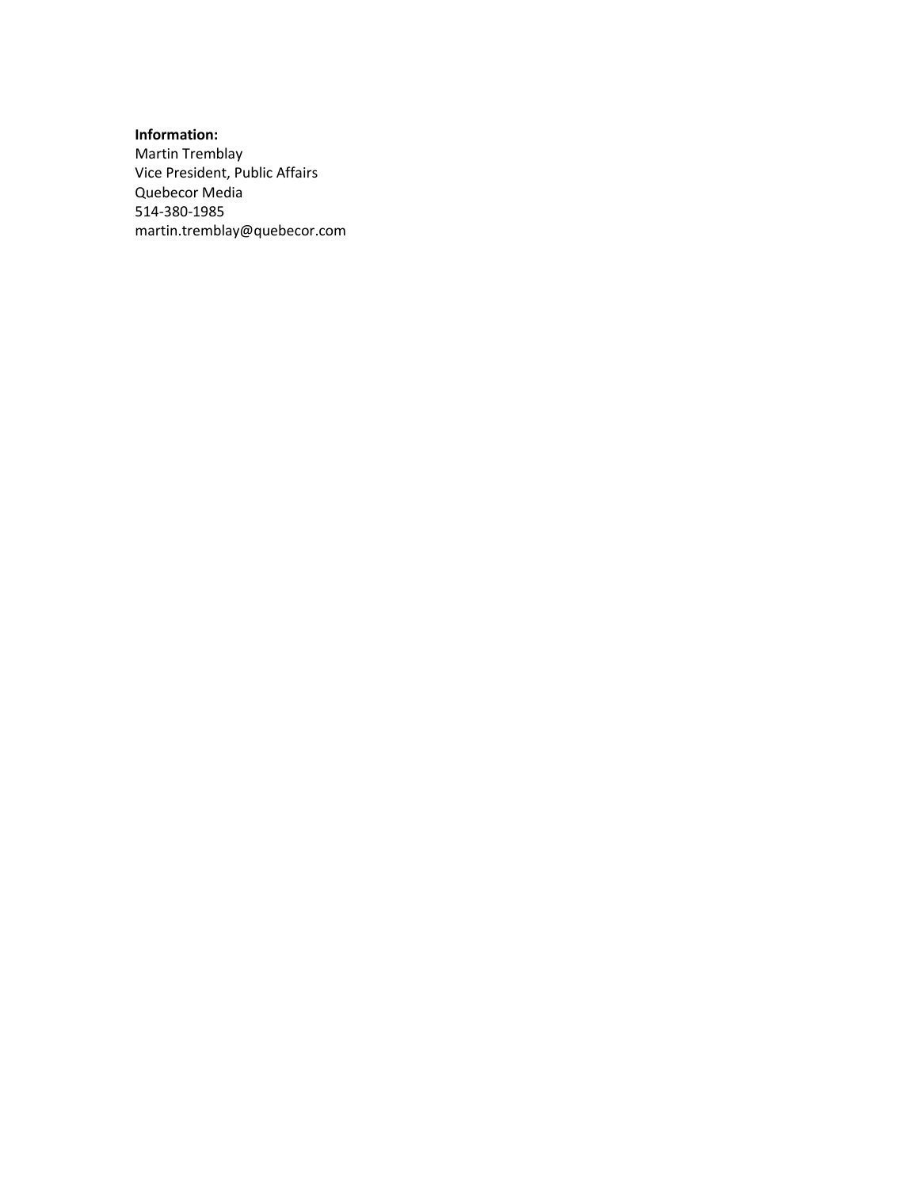**Information:**
Martin Tremblay
Vice President, Public Affairs
Quebecor Media
514-380-1985
martin.tremblay@quebecor.com